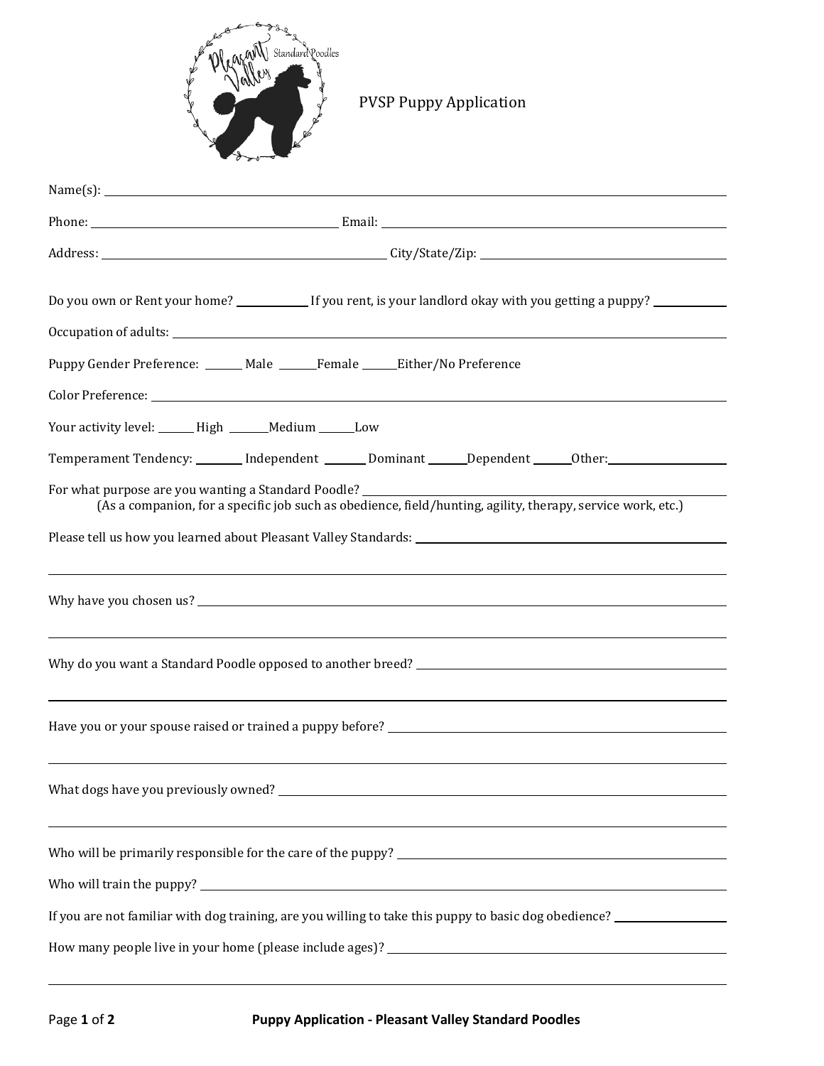# PVSP Puppy Application

Name(s): ______________________________________________

Phone: ____________________ Email: ____________________

Address: ____________________ City/State/Zip: ____________________

Do you own or Rent your home? ________ If you rent, is your landlord okay with you getting a puppy? ________

Occupation of adults: ______________________________________________

Puppy Gender Preference: _____ Male _____ Female _____ Either/No Preference

Color Preference: ______________________________________________

Your activity level: _____ High _____ Medium _____ Low

Temperament Tendency: _____ Independent _____ Dominant _____ Dependent _____ Other: __________

For what purpose are you wanting a Standard Poodle? ______________________________
(As a companion, for a specific job such as obedience, field/hunting, agility, therapy, service work, etc.)

Please tell us how you learned about Pleasant Valley Standards: ______________________________

______________________________________________

Why have you chosen us? ______________________________________________

______________________________________________

Why do you want a Standard Poodle opposed to another breed? ______________________________

______________________________________________

Have you or your spouse raised or trained a puppy before? ______________________________

______________________________________________

What dogs have you previously owned? ______________________________

______________________________________________

Who will be primarily responsible for the care of the puppy? ______________________________

Who will train the puppy? ______________________________________________

If you are not familiar with dog training, are you willing to take this puppy to basic dog obedience? __________

How many people live in your home (please include ages)? ______________________________

______________________________________________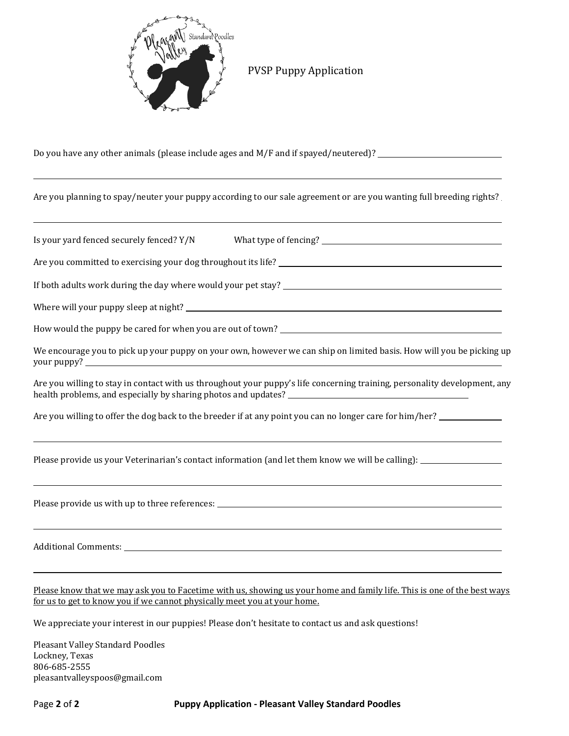PVSP Puppy Application

Do you have any other animals (please include ages and M/F and if spayed/neutered)? ______________________

______________________________________________________________________________

Are you planning to spay/neuter your puppy according to our sale agreement or are you wanting full breeding rights?

______________________________________________________________________________

Is your yard fenced securely fenced? Y/N        What type of fencing? ______________________

Are you committed to exercising your dog throughout its life? ______________________

If both adults work during the day where would your pet stay? ______________________

Where will your puppy sleep at night? ______________________

How would the puppy be cared for when you are out of town? ______________________

We encourage you to pick up your puppy on your own, however we can ship on limited basis. How will you be picking up your puppy? ______________________

Are you willing to stay in contact with us throughout your puppy's life concerning training, personality development, any health problems, and especially by sharing photos and updates? ______________________

Are you willing to offer the dog back to the breeder if at any point you can no longer care for him/her? __________

______________________________________________________________________________

Please provide us your Veterinarian's contact information (and let them know we will be calling): __________

______________________________________________________________________________

Please provide us with up to three references: ______________________

______________________________________________________________________________

Additional Comments: ______________________

______________________________________________________________________________

<u>Please know that we may ask you to Facetime with us, showing us your home and family life. This is one of the best ways for us to get to know you if we cannot physically meet you at your home.</u>

We appreciate your interest in our puppies! Please don't hesitate to contact us and ask questions!

Pleasant Valley Standard Poodles
Lockney, Texas
806-685-2555
pleasantvalleyspoos@gmail.com